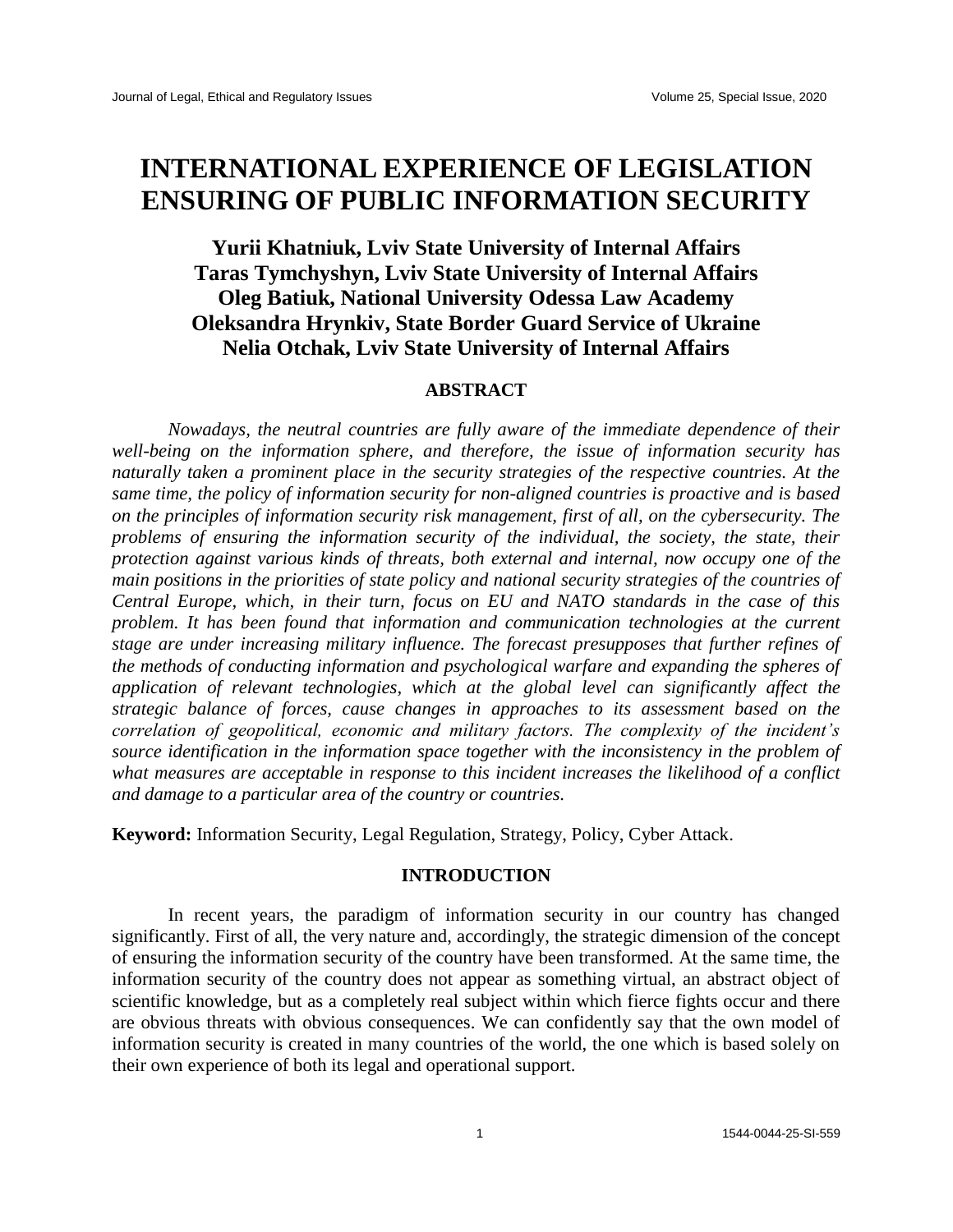# INTERNATIONAL EXPERIENCE OF LEGISLATION ENSURING OF PUBLIC INFORMATION SECURITY

**Yurii Khatniuk, Lviv State University of Internal Affairs**
**Taras Tymchyshyn, Lviv State University of Internal Affairs**
**Oleg Batiuk, National University Odessa Law Academy**
**Oleksandra Hrynkiv, State Border Guard Service of Ukraine**
**Nelia Otchak, Lviv State University of Internal Affairs**

## ABSTRACT

*Nowadays, the neutral countries are fully aware of the immediate dependence of their well-being on the information sphere, and therefore, the issue of information security has naturally taken a prominent place in the security strategies of the respective countries. At the same time, the policy of information security for non-aligned countries is proactive and is based on the principles of information security risk management, first of all, on the cybersecurity. The problems of ensuring the information security of the individual, the society, the state, their protection against various kinds of threats, both external and internal, now occupy one of the main positions in the priorities of state policy and national security strategies of the countries of Central Europe, which, in their turn, focus on EU and NATO standards in the case of this problem. It has been found that information and communication technologies at the current stage are under increasing military influence. The forecast presupposes that further refines of the methods of conducting information and psychological warfare and expanding the spheres of application of relevant technologies, which at the global level can significantly affect the strategic balance of forces, cause changes in approaches to its assessment based on the correlation of geopolitical, economic and military factors. The complexity of the incident's source identification in the information space together with the inconsistency in the problem of what measures are acceptable in response to this incident increases the likelihood of a conflict and damage to a particular area of the country or countries.*

**Keyword:** Information Security, Legal Regulation, Strategy, Policy, Cyber Attack.

## INTRODUCTION

In recent years, the paradigm of information security in our country has changed significantly. First of all, the very nature and, accordingly, the strategic dimension of the concept of ensuring the information security of the country have been transformed. At the same time, the information security of the country does not appear as something virtual, an abstract object of scientific knowledge, but as a completely real subject within which fierce fights occur and there are obvious threats with obvious consequences. We can confidently say that the own model of information security is created in many countries of the world, the one which is based solely on their own experience of both its legal and operational support.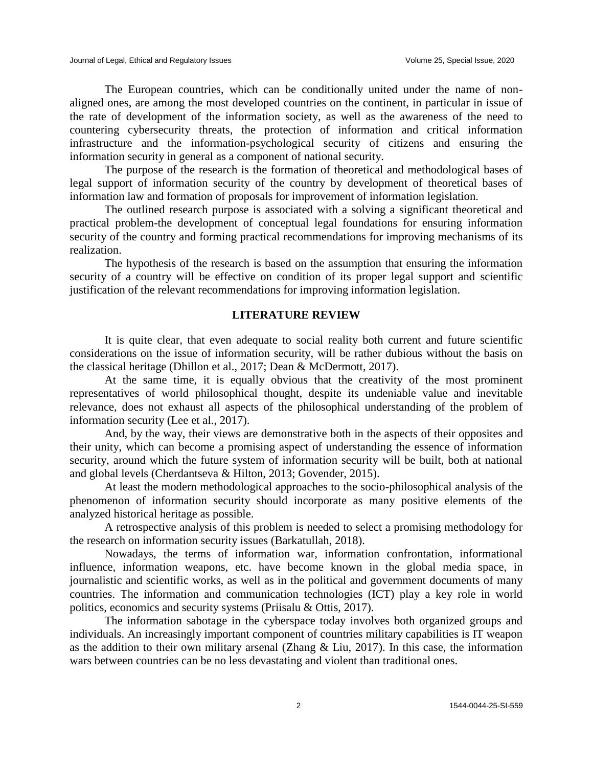The European countries, which can be conditionally united under the name of non-aligned ones, are among the most developed countries on the continent, in particular in issue of the rate of development of the information society, as well as the awareness of the need to countering cybersecurity threats, the protection of information and critical information infrastructure and the information-psychological security of citizens and ensuring the information security in general as a component of national security.

The purpose of the research is the formation of theoretical and methodological bases of legal support of information security of the country by development of theoretical bases of information law and formation of proposals for improvement of information legislation.

The outlined research purpose is associated with a solving a significant theoretical and practical problem-the development of conceptual legal foundations for ensuring information security of the country and forming practical recommendations for improving mechanisms of its realization.

The hypothesis of the research is based on the assumption that ensuring the information security of a country will be effective on condition of its proper legal support and scientific justification of the relevant recommendations for improving information legislation.

## LITERATURE REVIEW

It is quite clear, that even adequate to social reality both current and future scientific considerations on the issue of information security, will be rather dubious without the basis on the classical heritage (Dhillon et al., 2017; Dean & McDermott, 2017).

At the same time, it is equally obvious that the creativity of the most prominent representatives of world philosophical thought, despite its undeniable value and inevitable relevance, does not exhaust all aspects of the philosophical understanding of the problem of information security (Lee et al., 2017).

And, by the way, their views are demonstrative both in the aspects of their opposites and their unity, which can become a promising aspect of understanding the essence of information security, around which the future system of information security will be built, both at national and global levels (Cherdantseva & Hilton, 2013; Govender, 2015).

At least the modern methodological approaches to the socio-philosophical analysis of the phenomenon of information security should incorporate as many positive elements of the analyzed historical heritage as possible.

A retrospective analysis of this problem is needed to select a promising methodology for the research on information security issues (Barkatullah, 2018).

Nowadays, the terms of information war, information confrontation, informational influence, information weapons, etc. have become known in the global media space, in journalistic and scientific works, as well as in the political and government documents of many countries. The information and communication technologies (ICT) play a key role in world politics, economics and security systems (Priisalu & Ottis, 2017).

The information sabotage in the cyberspace today involves both organized groups and individuals. An increasingly important component of countries military capabilities is IT weapon as the addition to their own military arsenal (Zhang & Liu, 2017). In this case, the information wars between countries can be no less devastating and violent than traditional ones.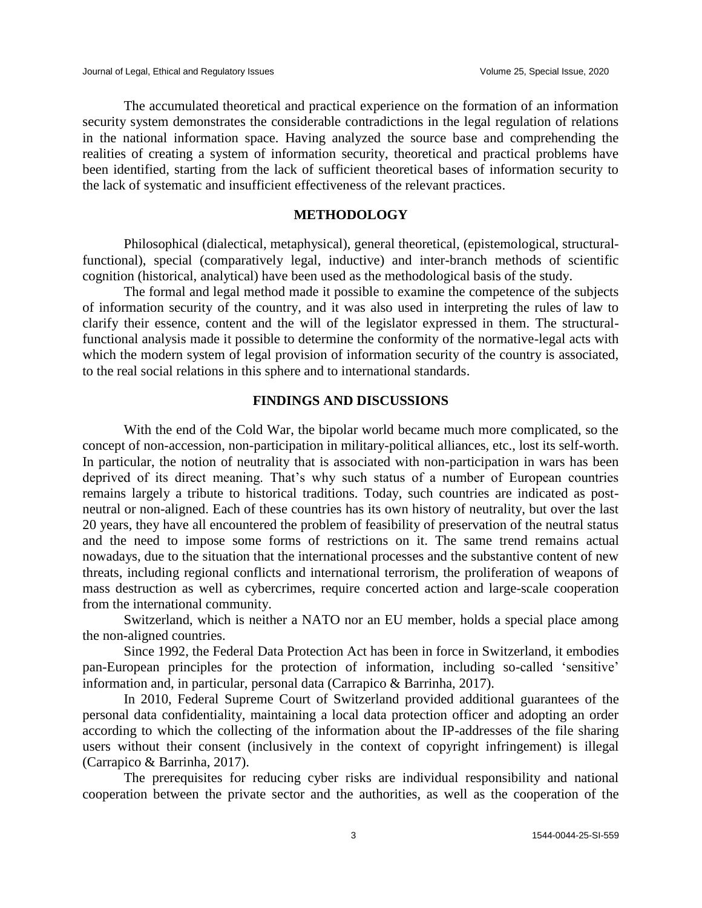The accumulated theoretical and practical experience on the formation of an information security system demonstrates the considerable contradictions in the legal regulation of relations in the national information space. Having analyzed the source base and comprehending the realities of creating a system of information security, theoretical and practical problems have been identified, starting from the lack of sufficient theoretical bases of information security to the lack of systematic and insufficient effectiveness of the relevant practices.

## METHODOLOGY

Philosophical (dialectical, metaphysical), general theoretical, (epistemological, structural-functional), special (comparatively legal, inductive) and inter-branch methods of scientific cognition (historical, analytical) have been used as the methodological basis of the study.

The formal and legal method made it possible to examine the competence of the subjects of information security of the country, and it was also used in interpreting the rules of law to clarify their essence, content and the will of the legislator expressed in them. The structural-functional analysis made it possible to determine the conformity of the normative-legal acts with which the modern system of legal provision of information security of the country is associated, to the real social relations in this sphere and to international standards.

## FINDINGS AND DISCUSSIONS

With the end of the Cold War, the bipolar world became much more complicated, so the concept of non-accession, non-participation in military-political alliances, etc., lost its self-worth. In particular, the notion of neutrality that is associated with non-participation in wars has been deprived of its direct meaning. That's why such status of a number of European countries remains largely a tribute to historical traditions. Today, such countries are indicated as post-neutral or non-aligned. Each of these countries has its own history of neutrality, but over the last 20 years, they have all encountered the problem of feasibility of preservation of the neutral status and the need to impose some forms of restrictions on it. The same trend remains actual nowadays, due to the situation that the international processes and the substantive content of new threats, including regional conflicts and international terrorism, the proliferation of weapons of mass destruction as well as cybercrimes, require concerted action and large-scale cooperation from the international community.

Switzerland, which is neither a NATO nor an EU member, holds a special place among the non-aligned countries.

Since 1992, the Federal Data Protection Act has been in force in Switzerland, it embodies pan-European principles for the protection of information, including so-called 'sensitive' information and, in particular, personal data (Carrapico & Barrinha, 2017).

In 2010, Federal Supreme Court of Switzerland provided additional guarantees of the personal data confidentiality, maintaining a local data protection officer and adopting an order according to which the collecting of the information about the IP-addresses of the file sharing users without their consent (inclusively in the context of copyright infringement) is illegal (Carrapico & Barrinha, 2017).

The prerequisites for reducing cyber risks are individual responsibility and national cooperation between the private sector and the authorities, as well as the cooperation of the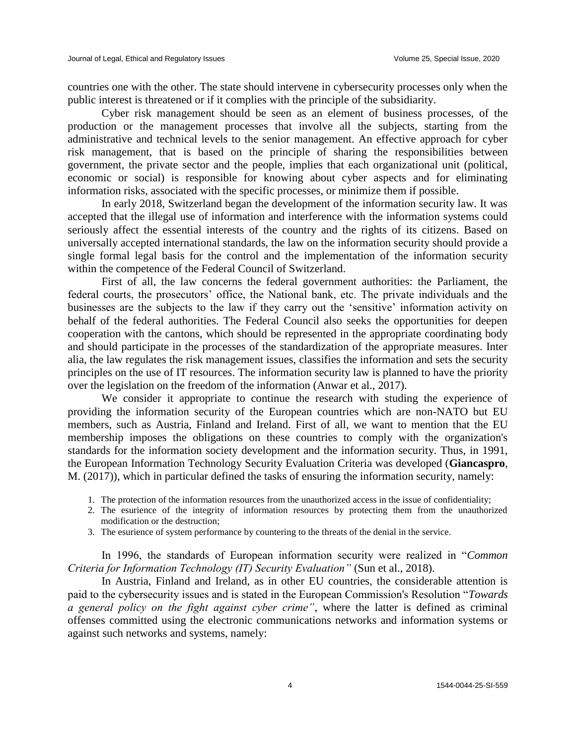countries one with the other. The state should intervene in cybersecurity processes only when the public interest is threatened or if it complies with the principle of the subsidiarity.

Cyber risk management should be seen as an element of business processes, of the production or the management processes that involve all the subjects, starting from the administrative and technical levels to the senior management. An effective approach for cyber risk management, that is based on the principle of sharing the responsibilities between government, the private sector and the people, implies that each organizational unit (political, economic or social) is responsible for knowing about cyber aspects and for eliminating information risks, associated with the specific processes, or minimize them if possible.

In early 2018, Switzerland began the development of the information security law. It was accepted that the illegal use of information and interference with the information systems could seriously affect the essential interests of the country and the rights of its citizens. Based on universally accepted international standards, the law on the information security should provide a single formal legal basis for the control and the implementation of the information security within the competence of the Federal Council of Switzerland.

First of all, the law concerns the federal government authorities: the Parliament, the federal courts, the prosecutors' office, the National bank, etc. The private individuals and the businesses are the subjects to the law if they carry out the 'sensitive' information activity on behalf of the federal authorities. The Federal Council also seeks the opportunities for deepen cooperation with the cantons, which should be represented in the appropriate coordinating body and should participate in the processes of the standardization of the appropriate measures. Inter alia, the law regulates the risk management issues, classifies the information and sets the security principles on the use of IT resources. The information security law is planned to have the priority over the legislation on the freedom of the information (Anwar et al., 2017).

We consider it appropriate to continue the research with studing the experience of providing the information security of the European countries which are non-NATO but EU members, such as Austria, Finland and Ireland. First of all, we want to mention that the EU membership imposes the obligations on these countries to comply with the organization's standards for the information society development and the information security. Thus, in 1991, the European Information Technology Security Evaluation Criteria was developed (**Giancaspro**, M. (2017)), which in particular defined the tasks of ensuring the information security, namely:

1. The protection of the information resources from the unauthorized access in the issue of confidentiality;
2. The esurience of the integrity of information resources by protecting them from the unauthorized modification or the destruction;
3. The esurience of system performance by countering to the threats of the denial in the service.

In 1996, the standards of European information security were realized in "*Common Criteria for Information Technology (IT) Security Evaluation"* (Sun et al., 2018).

In Austria, Finland and Ireland, as in other EU countries, the considerable attention is paid to the cybersecurity issues and is stated in the European Commission's Resolution "*Towards a general policy on the fight against cyber crime"*, where the latter is defined as criminal offenses committed using the electronic communications networks and information systems or against such networks and systems, namely: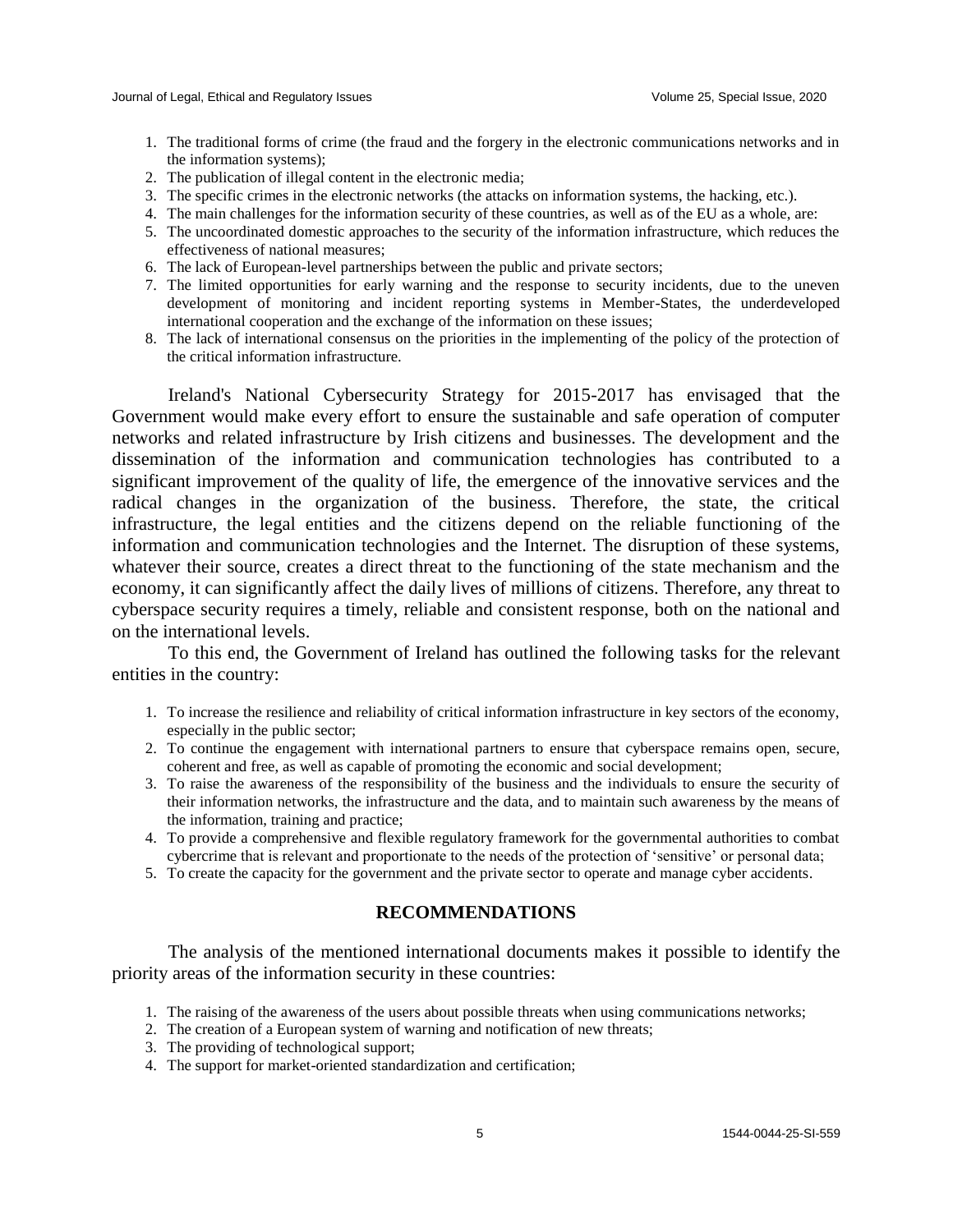1. The traditional forms of crime (the fraud and the forgery in the electronic communications networks and in the information systems);
2. The publication of illegal content in the electronic media;
3. The specific crimes in the electronic networks (the attacks on information systems, the hacking, etc.).
4. The main challenges for the information security of these countries, as well as of the EU as a whole, are:
5. The uncoordinated domestic approaches to the security of the information infrastructure, which reduces the effectiveness of national measures;
6. The lack of European-level partnerships between the public and private sectors;
7. The limited opportunities for early warning and the response to security incidents, due to the uneven development of monitoring and incident reporting systems in Member-States, the underdeveloped international cooperation and the exchange of the information on these issues;
8. The lack of international consensus on the priorities in the implementing of the policy of the protection of the critical information infrastructure.

Ireland's National Cybersecurity Strategy for 2015-2017 has envisaged that the Government would make every effort to ensure the sustainable and safe operation of computer networks and related infrastructure by Irish citizens and businesses. The development and the dissemination of the information and communication technologies has contributed to a significant improvement of the quality of life, the emergence of the innovative services and the radical changes in the organization of the business. Therefore, the state, the critical infrastructure, the legal entities and the citizens depend on the reliable functioning of the information and communication technologies and the Internet. The disruption of these systems, whatever their source, creates a direct threat to the functioning of the state mechanism and the economy, it can significantly affect the daily lives of millions of citizens. Therefore, any threat to cyberspace security requires a timely, reliable and consistent response, both on the national and on the international levels.

To this end, the Government of Ireland has outlined the following tasks for the relevant entities in the country:

1. To increase the resilience and reliability of critical information infrastructure in key sectors of the economy, especially in the public sector;
2. To continue the engagement with international partners to ensure that cyberspace remains open, secure, coherent and free, as well as capable of promoting the economic and social development;
3. To raise the awareness of the responsibility of the business and the individuals to ensure the security of their information networks, the infrastructure and the data, and to maintain such awareness by the means of the information, training and practice;
4. To provide a comprehensive and flexible regulatory framework for the governmental authorities to combat cybercrime that is relevant and proportionate to the needs of the protection of 'sensitive' or personal data;
5. To create the capacity for the government and the private sector to operate and manage cyber accidents.

## RECOMMENDATIONS

The analysis of the mentioned international documents makes it possible to identify the priority areas of the information security in these countries:

1. The raising of the awareness of the users about possible threats when using communications networks;
2. The creation of a European system of warning and notification of new threats;
3. The providing of technological support;
4. The support for market-oriented standardization and certification;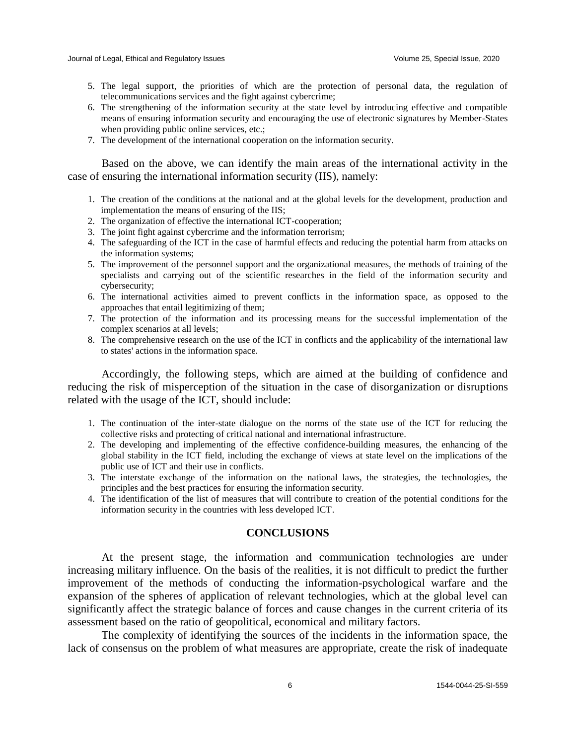5. The legal support, the priorities of which are the protection of personal data, the regulation of telecommunications services and the fight against cybercrime;
6. The strengthening of the information security at the state level by introducing effective and compatible means of ensuring information security and encouraging the use of electronic signatures by Member-States when providing public online services, etc.;
7. The development of the international cooperation on the information security.

Based on the above, we can identify the main areas of the international activity in the case of ensuring the international information security (IIS), namely:

1. The creation of the conditions at the national and at the global levels for the development, production and implementation the means of ensuring of the IIS;
2. The organization of effective the international ICT-cooperation;
3. The joint fight against cybercrime and the information terrorism;
4. The safeguarding of the ICT in the case of harmful effects and reducing the potential harm from attacks on the information systems;
5. The improvement of the personnel support and the organizational measures, the methods of training of the specialists and carrying out of the scientific researches in the field of the information security and cybersecurity;
6. The international activities aimed to prevent conflicts in the information space, as opposed to the approaches that entail legitimizing of them;
7. The protection of the information and its processing means for the successful implementation of the complex scenarios at all levels;
8. The comprehensive research on the use of the ICT in conflicts and the applicability of the international law to states' actions in the information space.

Accordingly, the following steps, which are aimed at the building of confidence and reducing the risk of misperception of the situation in the case of disorganization or disruptions related with the usage of the ICT, should include:

1. The continuation of the inter-state dialogue on the norms of the state use of the ICT for reducing the collective risks and protecting of critical national and international infrastructure.
2. The developing and implementing of the effective confidence-building measures, the enhancing of the global stability in the ICT field, including the exchange of views at state level on the implications of the public use of ICT and their use in conflicts.
3. The interstate exchange of the information on the national laws, the strategies, the technologies, the principles and the best practices for ensuring the information security.
4. The identification of the list of measures that will contribute to creation of the potential conditions for the information security in the countries with less developed ICT.

## CONCLUSIONS

At the present stage, the information and communication technologies are under increasing military influence. On the basis of the realities, it is not difficult to predict the further improvement of the methods of conducting the information-psychological warfare and the expansion of the spheres of application of relevant technologies, which at the global level can significantly affect the strategic balance of forces and cause changes in the current criteria of its assessment based on the ratio of geopolitical, economical and military factors.

The complexity of identifying the sources of the incidents in the information space, the lack of consensus on the problem of what measures are appropriate, create the risk of inadequate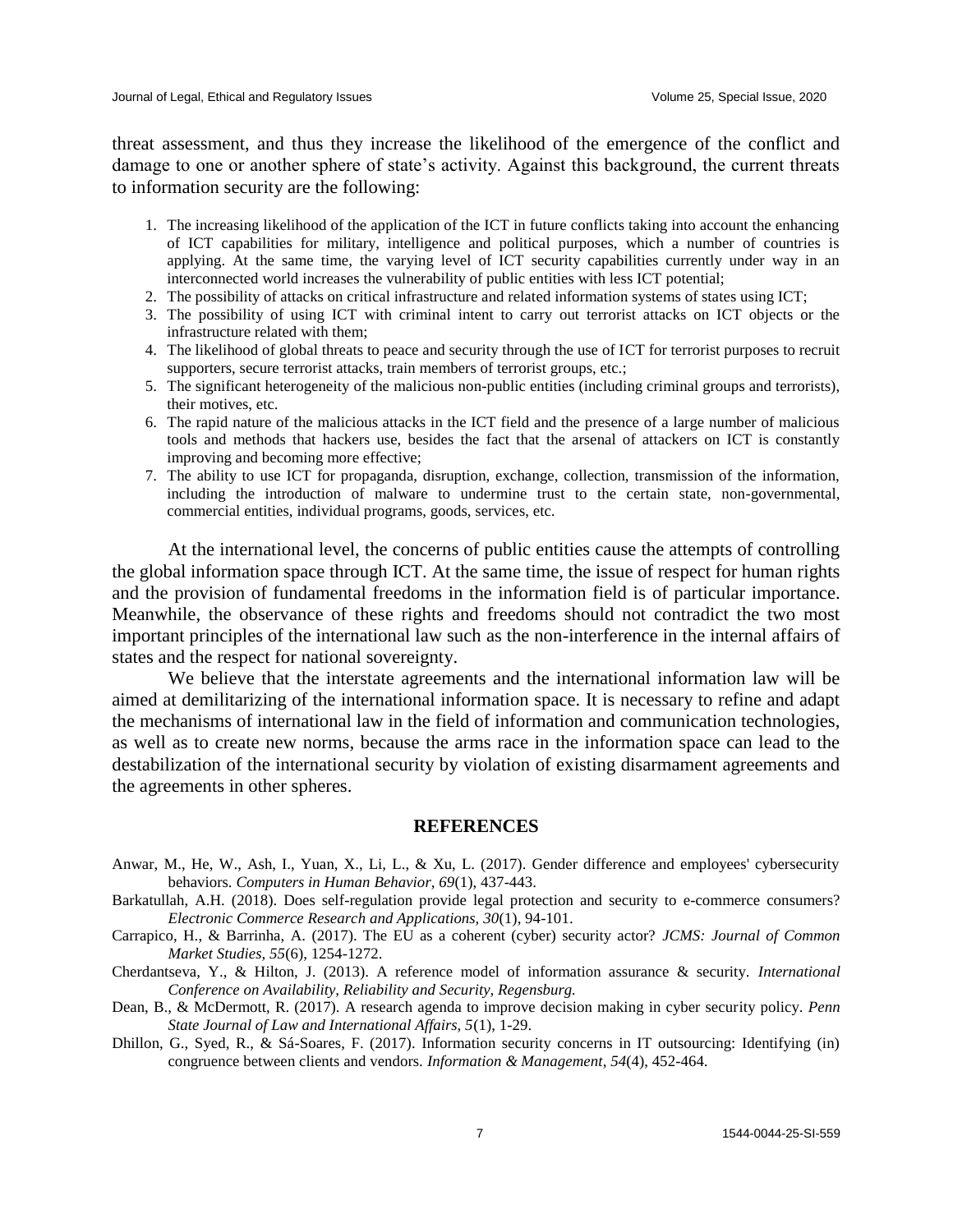threat assessment, and thus they increase the likelihood of the emergence of the conflict and damage to one or another sphere of state's activity. Against this background, the current threats to information security are the following:

1. The increasing likelihood of the application of the ICT in future conflicts taking into account the enhancing of ICT capabilities for military, intelligence and political purposes, which a number of countries is applying. At the same time, the varying level of ICT security capabilities currently under way in an interconnected world increases the vulnerability of public entities with less ICT potential;
2. The possibility of attacks on critical infrastructure and related information systems of states using ICT;
3. The possibility of using ICT with criminal intent to carry out terrorist attacks on ICT objects or the infrastructure related with them;
4. The likelihood of global threats to peace and security through the use of ICT for terrorist purposes to recruit supporters, secure terrorist attacks, train members of terrorist groups, etc.;
5. The significant heterogeneity of the malicious non-public entities (including criminal groups and terrorists), their motives, etc.
6. The rapid nature of the malicious attacks in the ICT field and the presence of a large number of malicious tools and methods that hackers use, besides the fact that the arsenal of attackers on ICT is constantly improving and becoming more effective;
7. The ability to use ICT for propaganda, disruption, exchange, collection, transmission of the information, including the introduction of malware to undermine trust to the certain state, non-governmental, commercial entities, individual programs, goods, services, etc.

At the international level, the concerns of public entities cause the attempts of controlling the global information space through ICT. At the same time, the issue of respect for human rights and the provision of fundamental freedoms in the information field is of particular importance. Meanwhile, the observance of these rights and freedoms should not contradict the two most important principles of the international law such as the non-interference in the internal affairs of states and the respect for national sovereignty.

We believe that the interstate agreements and the international information law will be aimed at demilitarizing of the international information space. It is necessary to refine and adapt the mechanisms of international law in the field of information and communication technologies, as well as to create new norms, because the arms race in the information space can lead to the destabilization of the international security by violation of existing disarmament agreements and the agreements in other spheres.

## REFERENCES

Anwar, M., He, W., Ash, I., Yuan, X., Li, L., & Xu, L. (2017). Gender difference and employees' cybersecurity behaviors. *Computers in Human Behavior, 69*(1), 437-443.

Barkatullah, A.H. (2018). Does self-regulation provide legal protection and security to e-commerce consumers? *Electronic Commerce Research and Applications, 30*(1), 94-101.

Carrapico, H., & Barrinha, A. (2017). The EU as a coherent (cyber) security actor? *JCMS: Journal of Common Market Studies, 55*(6), 1254-1272.

Cherdantseva, Y., & Hilton, J. (2013). A reference model of information assurance & security. *International Conference on Availability, Reliability and Security, Regensburg.*

Dean, B., & McDermott, R. (2017). A research agenda to improve decision making in cyber security policy. *Penn State Journal of Law and International Affairs, 5*(1), 1-29.

Dhillon, G., Syed, R., & Sá-Soares, F. (2017). Information security concerns in IT outsourcing: Identifying (in) congruence between clients and vendors. *Information & Management, 54*(4), 452-464.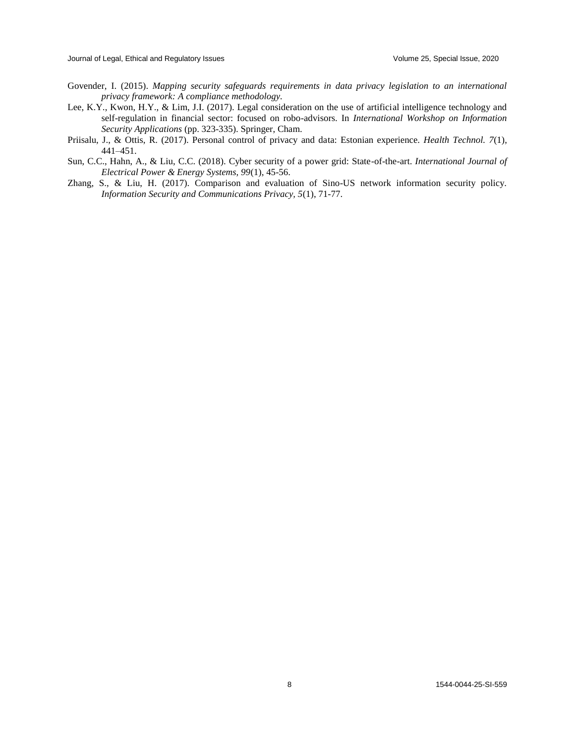Govender, I. (2015). *Mapping security safeguards requirements in data privacy legislation to an international privacy framework: A compliance methodology.*

Lee, K.Y., Kwon, H.Y., & Lim, J.I. (2017). Legal consideration on the use of artificial intelligence technology and self-regulation in financial sector: focused on robo-advisors. In *International Workshop on Information Security Applications* (pp. 323-335). Springer, Cham.

Priisalu, J., & Ottis, R. (2017). Personal control of privacy and data: Estonian experience. *Health Technol. 7*(1), 441–451.

Sun, C.C., Hahn, A., & Liu, C.C. (2018). Cyber security of a power grid: State-of-the-art. *International Journal of Electrical Power & Energy Systems, 99*(1), 45-56.

Zhang, S., & Liu, H. (2017). Comparison and evaluation of Sino-US network information security policy. *Information Security and Communications Privacy, 5*(1), 71-77.